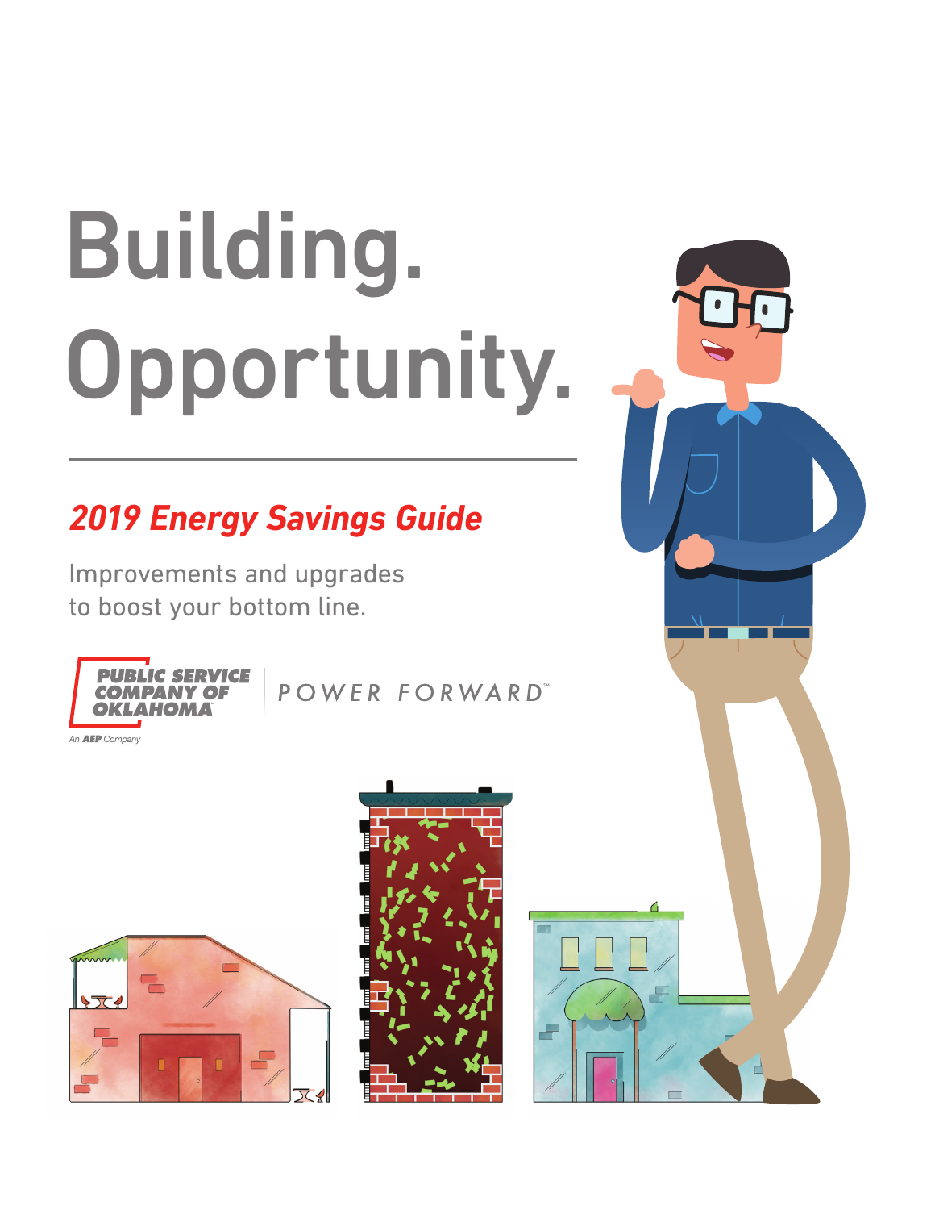# Building. Opportunity.

## *2019 Energy Savings Guide*

Improvements and upgrades to boost your bottom line.

PUBLIC SERVICE COMPANY OF OKLAHOMA

An AEP Company

POWER FORWARD℠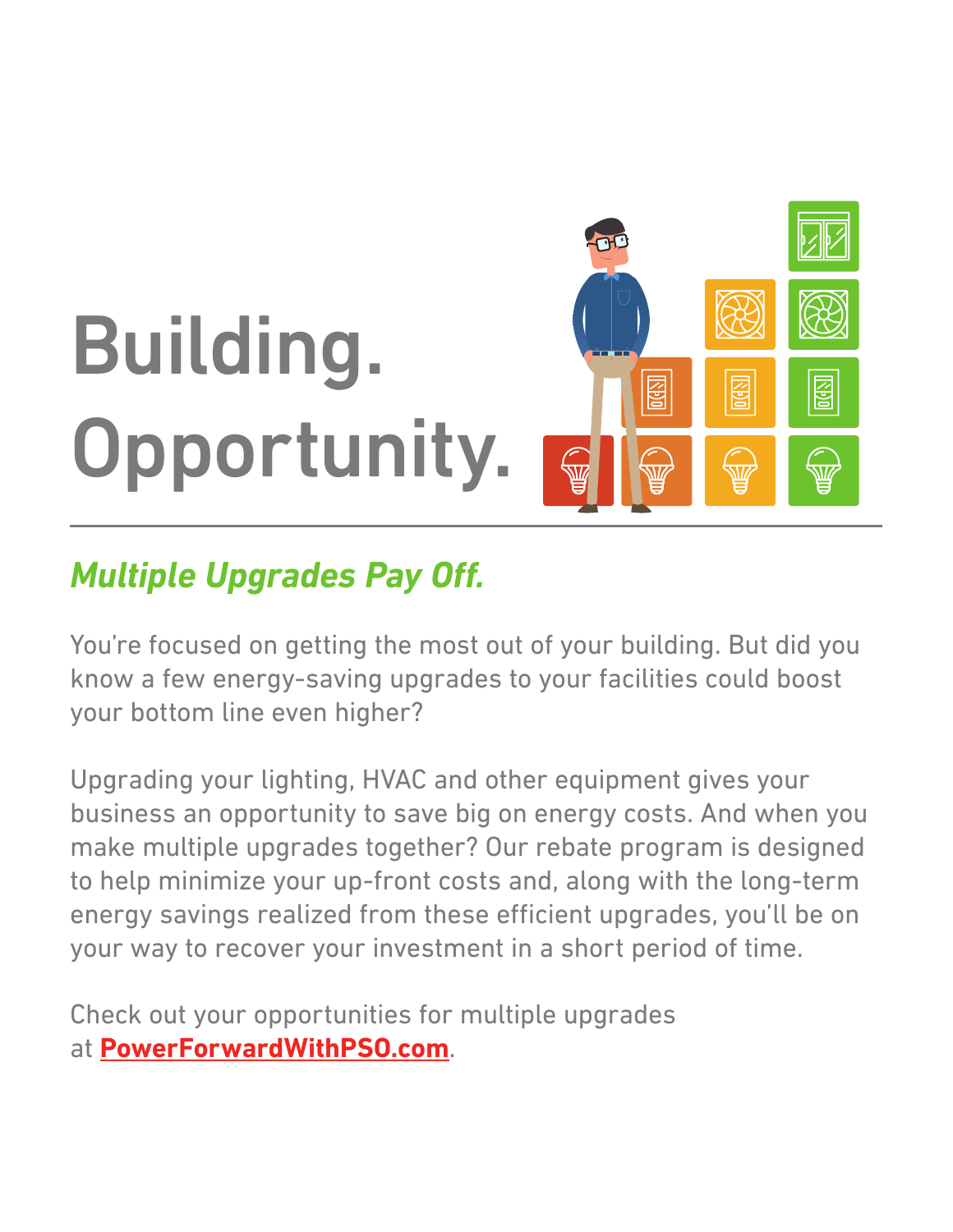# Building. Opportunity.

## *Multiple Upgrades Pay Off.*

You're focused on getting the most out of your building. But did you know a few energy-saving upgrades to your facilities could boost your bottom line even higher?

Upgrading your lighting, HVAC and other equipment gives your business an opportunity to save big on energy costs. And when you make multiple upgrades together? Our rebate program is designed to help minimize your up-front costs and, along with the long-term energy savings realized from these efficient upgrades, you'll be on your way to recover your investment in a short period of time.

Check out your opportunities for multiple upgrades at **PowerForwardWithPSO.com**.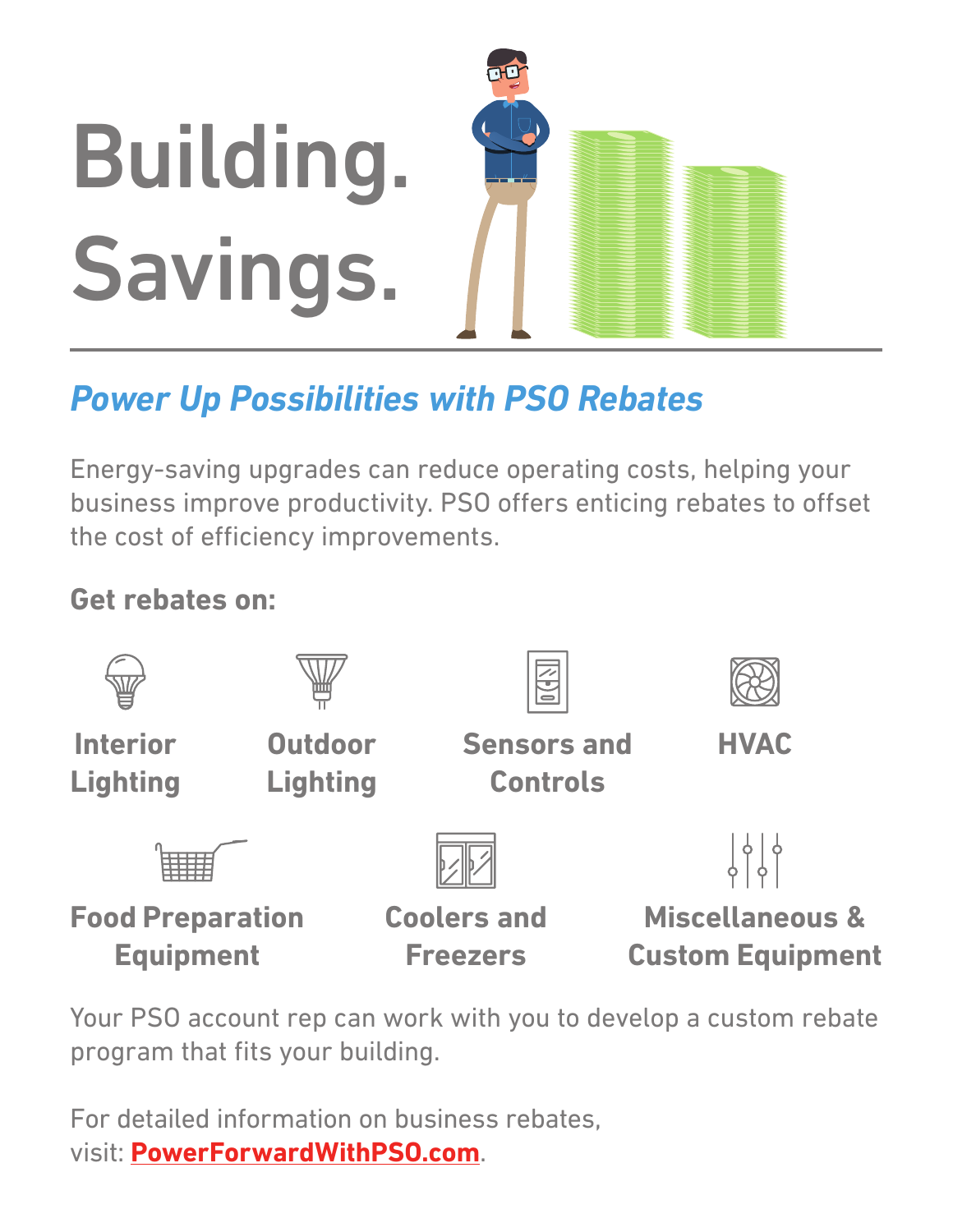# Building. Savings.

## *Power Up Possibilities with PSO Rebates*

Energy-saving upgrades can reduce operating costs, helping your business improve productivity. PSO offers enticing rebates to offset the cost of efficiency improvements.

**Get rebates on:**

- **Interior Lighting**
- **Outdoor Lighting**
- **Sensors and Controls**
- **HVAC**
- **Food Preparation Equipment**
- **Coolers and Freezers**
- **Miscellaneous & Custom Equipment**

Your PSO account rep can work with you to develop a custom rebate program that fits your building.

For detailed information on business rebates, visit: **PowerForwardWithPSO.com**.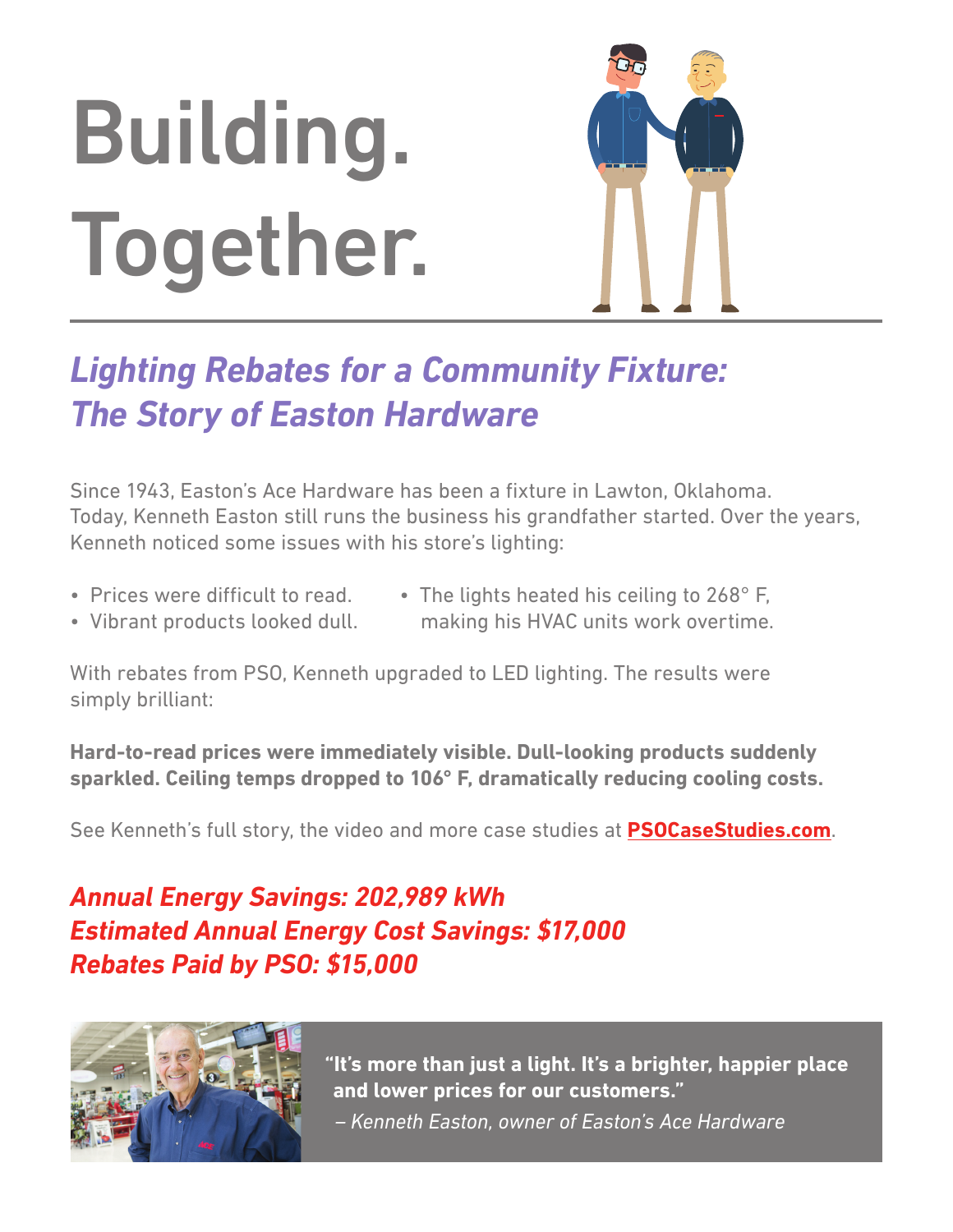# Building. Together.

## *Lighting Rebates for a Community Fixture: The Story of Easton Hardware*

Since 1943, Easton's Ace Hardware has been a fixture in Lawton, Oklahoma. Today, Kenneth Easton still runs the business his grandfather started. Over the years, Kenneth noticed some issues with his store's lighting:

- Prices were difficult to read.
- Vibrant products looked dull.
- The lights heated his ceiling to 268° F, making his HVAC units work overtime.

With rebates from PSO, Kenneth upgraded to LED lighting. The results were simply brilliant:

**Hard-to-read prices were immediately visible. Dull-looking products suddenly sparkled. Ceiling temps dropped to 106° F, dramatically reducing cooling costs.**

See Kenneth's full story, the video and more case studies at **PSOCaseStudies.com**.

***Annual Energy Savings: 202,989 kWh***
***Estimated Annual Energy Cost Savings: $17,000***
***Rebates Paid by PSO: $15,000***

**"It's more than just a light. It's a brighter, happier place and lower prices for our customers."**

*– Kenneth Easton, owner of Easton's Ace Hardware*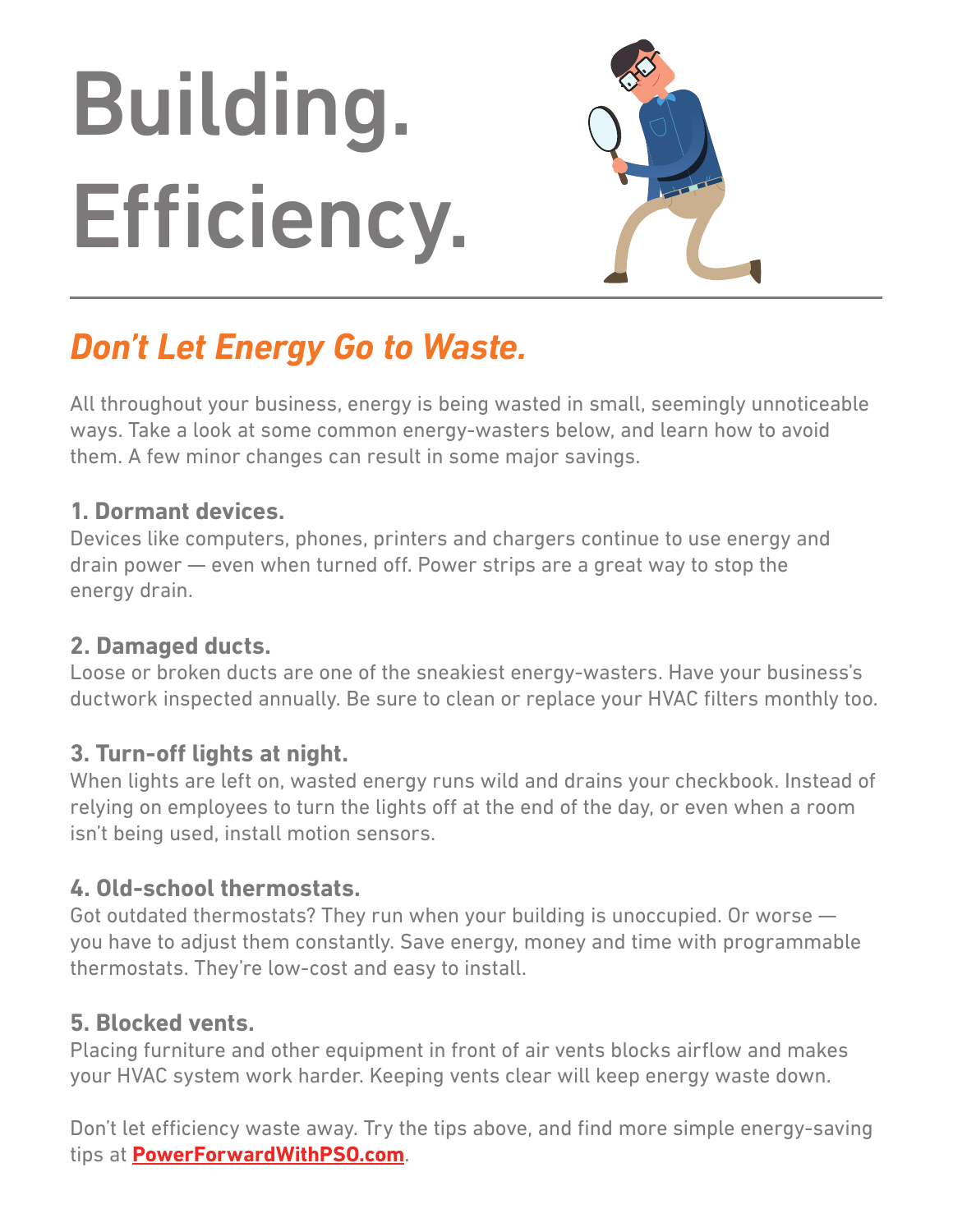# Building. Efficiency.

## *Don't Let Energy Go to Waste.*

All throughout your business, energy is being wasted in small, seemingly unnoticeable ways. Take a look at some common energy-wasters below, and learn how to avoid them. A few minor changes can result in some major savings.

### 1. Dormant devices.

Devices like computers, phones, printers and chargers continue to use energy and drain power — even when turned off. Power strips are a great way to stop the energy drain.

### 2. Damaged ducts.

Loose or broken ducts are one of the sneakiest energy-wasters. Have your business's ductwork inspected annually. Be sure to clean or replace your HVAC filters monthly too.

### 3. Turn-off lights at night.

When lights are left on, wasted energy runs wild and drains your checkbook. Instead of relying on employees to turn the lights off at the end of the day, or even when a room isn't being used, install motion sensors.

### 4. Old-school thermostats.

Got outdated thermostats? They run when your building is unoccupied. Or worse — you have to adjust them constantly. Save energy, money and time with programmable thermostats. They're low-cost and easy to install.

### 5. Blocked vents.

Placing furniture and other equipment in front of air vents blocks airflow and makes your HVAC system work harder. Keeping vents clear will keep energy waste down.

Don't let efficiency waste away. Try the tips above, and find more simple energy-saving tips at **PowerForwardWithPSO.com**.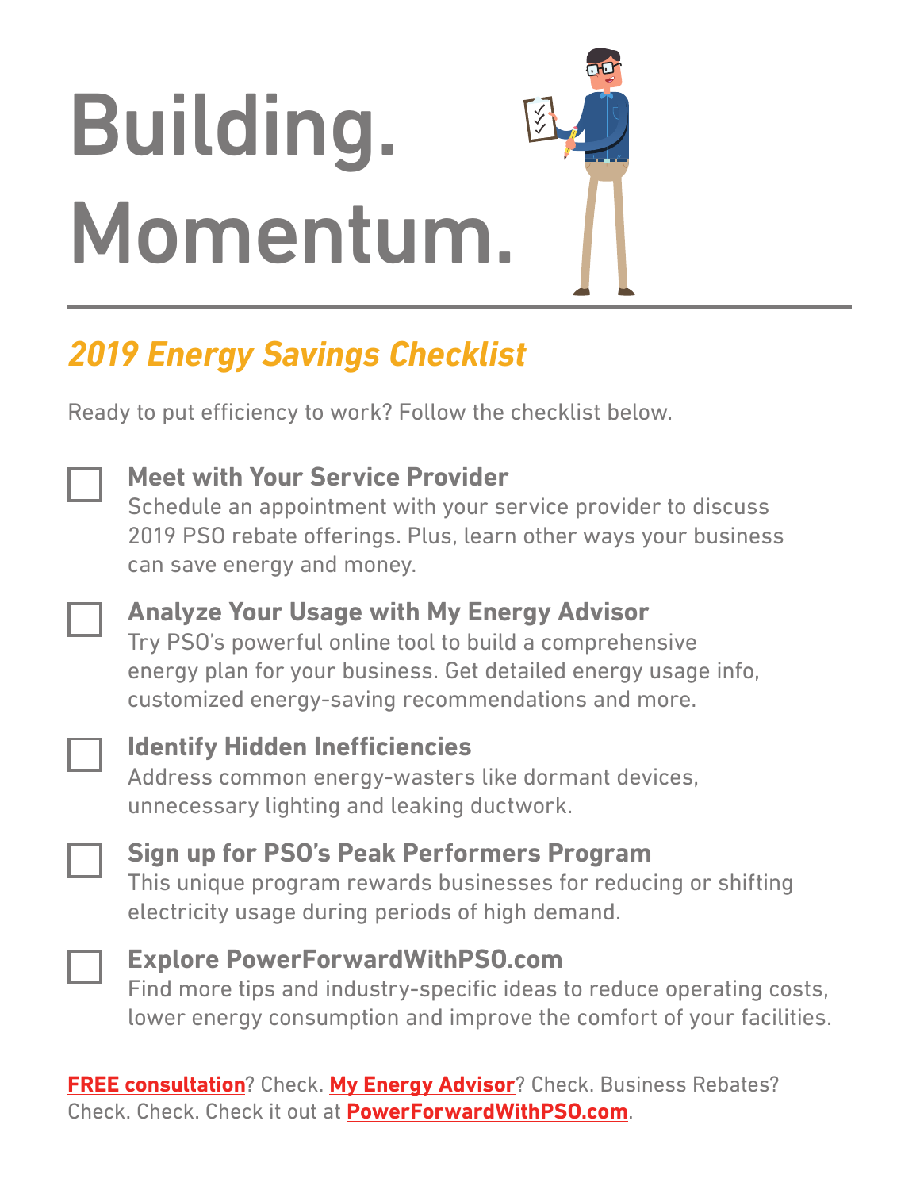# Building. Momentum.

## *2019 Energy Savings Checklist*

Ready to put efficiency to work? Follow the checklist below.

- [ ] **Meet with Your Service Provider**
  Schedule an appointment with your service provider to discuss 2019 PSO rebate offerings. Plus, learn other ways your business can save energy and money.

- [ ] **Analyze Your Usage with My Energy Advisor**
  Try PSO's powerful online tool to build a comprehensive energy plan for your business. Get detailed energy usage info, customized energy-saving recommendations and more.

- [ ] **Identify Hidden Inefficiencies**
  Address common energy-wasters like dormant devices, unnecessary lighting and leaking ductwork.

- [ ] **Sign up for PSO's Peak Performers Program**
  This unique program rewards businesses for reducing or shifting electricity usage during periods of high demand.

- [ ] **Explore PowerForwardWithPSO.com**
  Find more tips and industry-specific ideas to reduce operating costs, lower energy consumption and improve the comfort of your facilities.

**FREE consultation**? Check. **My Energy Advisor**? Check. Business Rebates? Check. Check. Check it out at **PowerForwardWithPSO.com**.